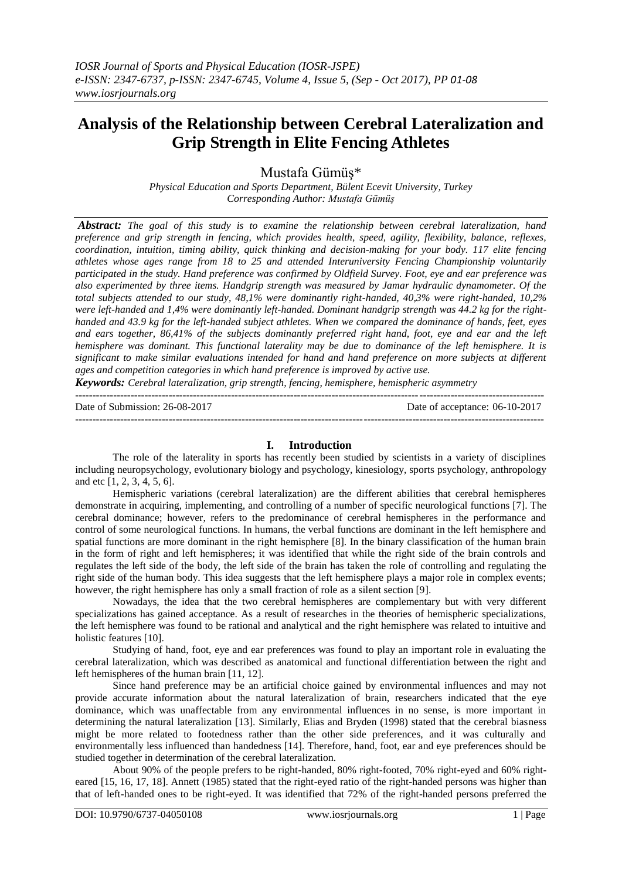# Analysis of the Relationship between Cerebral Lateralization and Grip Strength in Elite Fencing Athletes

Mustafa Gümüş*

*Physical Education and Sports Department, Bülent Ecevit University, Turkey*
*Corresponding Author: Mustafa Gümüş*

***Abstract:*** *The goal of this study is to examine the relationship between cerebral lateralization, hand preference and grip strength in fencing, which provides health, speed, agility, flexibility, balance, reflexes, coordination, intuition, timing ability, quick thinking and decision-making for your body. 117 elite fencing athletes whose ages range from 18 to 25 and attended Interuniversity Fencing Championship voluntarily participated in the study. Hand preference was confirmed by Oldfield Survey. Foot, eye and ear preference was also experimented by three items. Handgrip strength was measured by Jamar hydraulic dynamometer. Of the total subjects attended to our study, 48,1% were dominantly right-handed, 40,3% were right-handed, 10,2% were left-handed and 1,4% were dominantly left-handed. Dominant handgrip strength was 44.2 kg for the right-handed and 43.9 kg for the left-handed subject athletes. When we compared the dominance of hands, feet, eyes and ears together, 86,41% of the subjects dominantly preferred right hand, foot, eye and ear and the left hemisphere was dominant. This functional laterality may be due to dominance of the left hemisphere. It is significant to make similar evaluations intended for hand and hand preference on more subjects at different ages and competition categories in which hand preference is improved by active use.*

***Keywords:*** *Cerebral lateralization, grip strength, fencing, hemisphere, hemispheric asymmetry*

---

Date of Submission: 26-08-2017 Date of acceptance: 06-10-2017

---

## I. Introduction

The role of the laterality in sports has recently been studied by scientists in a variety of disciplines including neuropsychology, evolutionary biology and psychology, kinesiology, sports psychology, anthropology and etc [1, 2, 3, 4, 5, 6].

Hemispheric variations (cerebral lateralization) are the different abilities that cerebral hemispheres demonstrate in acquiring, implementing, and controlling of a number of specific neurological functions [7]. The cerebral dominance; however, refers to the predominance of cerebral hemispheres in the performance and control of some neurological functions. In humans, the verbal functions are dominant in the left hemisphere and spatial functions are more dominant in the right hemisphere [8]. In the binary classification of the human brain in the form of right and left hemispheres; it was identified that while the right side of the brain controls and regulates the left side of the body, the left side of the brain has taken the role of controlling and regulating the right side of the human body. This idea suggests that the left hemisphere plays a major role in complex events; however, the right hemisphere has only a small fraction of role as a silent section [9].

Nowadays, the idea that the two cerebral hemispheres are complementary but with very different specializations has gained acceptance. As a result of researches in the theories of hemispheric specializations, the left hemisphere was found to be rational and analytical and the right hemisphere was related to intuitive and holistic features [10].

Studying of hand, foot, eye and ear preferences was found to play an important role in evaluating the cerebral lateralization, which was described as anatomical and functional differentiation between the right and left hemispheres of the human brain [11, 12].

Since hand preference may be an artificial choice gained by environmental influences and may not provide accurate information about the natural lateralization of brain, researchers indicated that the eye dominance, which was unaffectable from any environmental influences in no sense, is more important in determining the natural lateralization [13]. Similarly, Elias and Bryden (1998) stated that the cerebral biasness might be more related to footedness rather than the other side preferences, and it was culturally and environmentally less influenced than handedness [14]. Therefore, hand, foot, ear and eye preferences should be studied together in determination of the cerebral lateralization.

About 90% of the people prefers to be right-handed, 80% right-footed, 70% right-eyed and 60% right-eared [15, 16, 17, 18]. Annett (1985) stated that the right-eyed ratio of the right-handed persons was higher than that of left-handed ones to be right-eyed. It was identified that 72% of the right-handed persons preferred the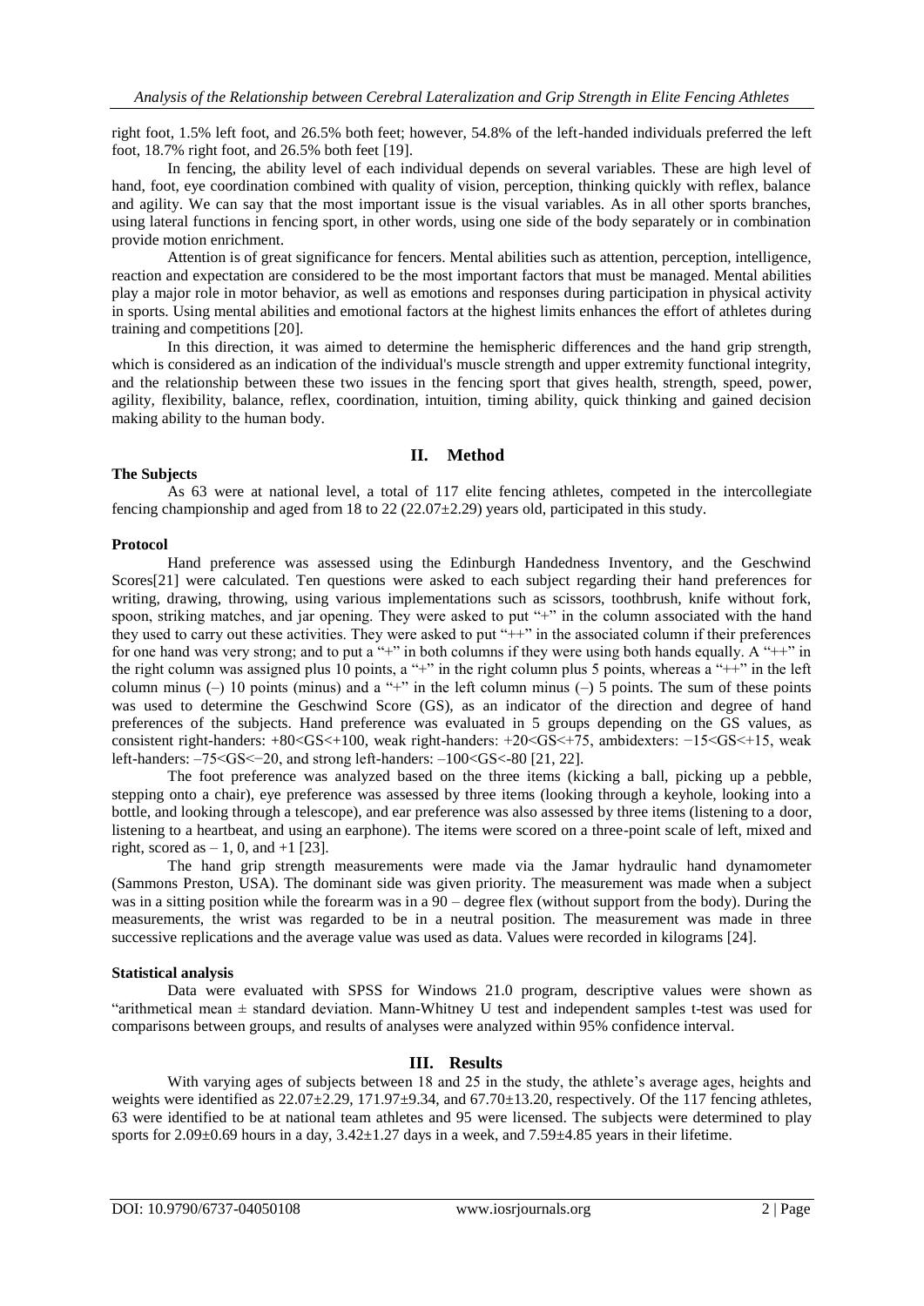right foot, 1.5% left foot, and 26.5% both feet; however, 54.8% of the left-handed individuals preferred the left foot, 18.7% right foot, and 26.5% both feet [19].

In fencing, the ability level of each individual depends on several variables. These are high level of hand, foot, eye coordination combined with quality of vision, perception, thinking quickly with reflex, balance and agility. We can say that the most important issue is the visual variables. As in all other sports branches, using lateral functions in fencing sport, in other words, using one side of the body separately or in combination provide motion enrichment.

Attention is of great significance for fencers. Mental abilities such as attention, perception, intelligence, reaction and expectation are considered to be the most important factors that must be managed. Mental abilities play a major role in motor behavior, as well as emotions and responses during participation in physical activity in sports. Using mental abilities and emotional factors at the highest limits enhances the effort of athletes during training and competitions [20].

In this direction, it was aimed to determine the hemispheric differences and the hand grip strength, which is considered as an indication of the individual's muscle strength and upper extremity functional integrity, and the relationship between these two issues in the fencing sport that gives health, strength, speed, power, agility, flexibility, balance, reflex, coordination, intuition, timing ability, quick thinking and gained decision making ability to the human body.

## II. Method

### The Subjects

As 63 were at national level, a total of 117 elite fencing athletes, competed in the intercollegiate fencing championship and aged from 18 to 22 (22.07±2.29) years old, participated in this study.

### Protocol

Hand preference was assessed using the Edinburgh Handedness Inventory, and the Geschwind Scores[21] were calculated. Ten questions were asked to each subject regarding their hand preferences for writing, drawing, throwing, using various implementations such as scissors, toothbrush, knife without fork, spoon, striking matches, and jar opening. They were asked to put "+" in the column associated with the hand they used to carry out these activities. They were asked to put "++" in the associated column if their preferences for one hand was very strong; and to put a "+" in both columns if they were using both hands equally. A "++" in the right column was assigned plus 10 points, a "+" in the right column plus 5 points, whereas a "++" in the left column minus (–) 10 points (minus) and a "+" in the left column minus (–) 5 points. The sum of these points was used to determine the Geschwind Score (GS), as an indicator of the direction and degree of hand preferences of the subjects. Hand preference was evaluated in 5 groups depending on the GS values, as consistent right-handers: $+80<GS<+100$, weak right-handers: $+20<GS<+75$, ambidexters: $-15<GS<+15$, weak left-handers: $-75<GS<-20$, and strong left-handers: $-100<GS<-80$ [21, 22].

The foot preference was analyzed based on the three items (kicking a ball, picking up a pebble, stepping onto a chair), eye preference was assessed by three items (looking through a keyhole, looking into a bottle, and looking through a telescope), and ear preference was also assessed by three items (listening to a door, listening to a heartbeat, and using an earphone). The items were scored on a three-point scale of left, mixed and right, scored as – 1, 0, and +1 [23].

The hand grip strength measurements were made via the Jamar hydraulic hand dynamometer (Sammons Preston, USA). The dominant side was given priority. The measurement was made when a subject was in a sitting position while the forearm was in a 90 – degree flex (without support from the body). During the measurements, the wrist was regarded to be in a neutral position. The measurement was made in three successive replications and the average value was used as data. Values were recorded in kilograms [24].

### Statistical analysis

Data were evaluated with SPSS for Windows 21.0 program, descriptive values were shown as "arithmetical mean ± standard deviation. Mann-Whitney U test and independent samples t-test was used for comparisons between groups, and results of analyses were analyzed within 95% confidence interval.

## III. Results

With varying ages of subjects between 18 and 25 in the study, the athlete's average ages, heights and weights were identified as 22.07±2.29, 171.97±9.34, and 67.70±13.20, respectively. Of the 117 fencing athletes, 63 were identified to be at national team athletes and 95 were licensed. The subjects were determined to play sports for 2.09±0.69 hours in a day, 3.42±1.27 days in a week, and 7.59±4.85 years in their lifetime.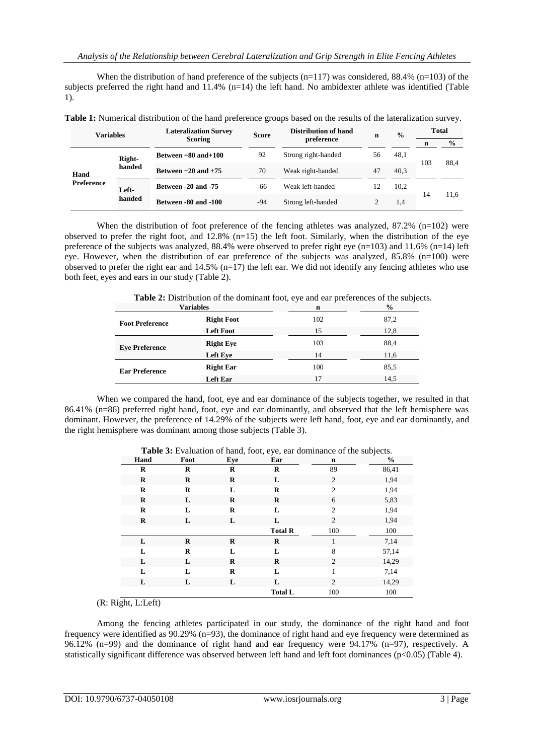When the distribution of hand preference of the subjects (n=117) was considered, 88.4% (n=103) of the subjects preferred the right hand and 11.4% (n=14) the left hand. No ambidexter athlete was identified (Table 1).

**Table 1:** Numerical distribution of the hand preference groups based on the results of the lateralization survey.

| Variables | | Lateralization Survey Scoring | Score | Distribution of hand preference | n | % | Total | |
|---|---|---|---|---|---|---|---|---|
| | | | | | | | n | % |
| Hand Preference | Right-handed | Between +80 and+100 | 92 | Strong right-handed | 56 | 48,1 | 103 | 88,4 |
| | | Between +20 and +75 | 70 | Weak right-handed | 47 | 40,3 | | |
| | Left-handed | Between -20 and -75 | -66 | Weak left-handed | 12 | 10,2 | 14 | 11,6 |
| | | Between -80 and -100 | -94 | Strong left-handed | 2 | 1,4 | | |

When the distribution of foot preference of the fencing athletes was analyzed, 87.2% (n=102) were observed to prefer the right foot, and 12.8% (n=15) the left foot. Similarly, when the distribution of the eye preference of the subjects was analyzed, 88.4% were observed to prefer right eye (n=103) and 11.6% (n=14) left eye. However, when the distribution of ear preference of the subjects was analyzed, 85.8% (n=100) were observed to prefer the right ear and 14.5% (n=17) the left ear. We did not identify any fencing athletes who use both feet, eyes and ears in our study (Table 2).

**Table 2:** Distribution of the dominant foot, eye and ear preferences of the subjects.

| Variables | | n | % |
|---|---|---|---|
| Foot Preference | Right Foot | 102 | 87,2 |
| | Left Foot | 15 | 12,8 |
| Eye Preference | Right Eye | 103 | 88,4 |
| | Left Eye | 14 | 11,6 |
| Ear Preference | Right Ear | 100 | 85,5 |
| | Left Ear | 17 | 14,5 |

When we compared the hand, foot, eye and ear dominance of the subjects together, we resulted in that 86.41% (n=86) preferred right hand, foot, eye and ear dominantly, and observed that the left hemisphere was dominant. However, the preference of 14.29% of the subjects were left hand, foot, eye and ear dominantly, and the right hemisphere was dominant among those subjects (Table 3).

**Table 3:** Evaluation of hand, foot, eye, ear dominance of the subjects.

| Hand | Foot | Eye | Ear | n | % |
|---|---|---|---|---|---|
| R | R | R | R | 89 | 86,41 |
| R | R | R | L | 2 | 1,94 |
| R | R | L | R | 2 | 1,94 |
| R | L | R | R | 6 | 5,83 |
| R | L | R | L | 2 | 1,94 |
| R | L | L | L | 2 | 1,94 |
| | | | **Total R** | 100 | 100 |
| L | R | R | R | 1 | 7,14 |
| L | R | L | L | 8 | 57,14 |
| L | L | R | R | 2 | 14,29 |
| L | L | R | L | 1 | 7,14 |
| L | L | L | L | 2 | 14,29 |
| | | | **Total L** | 100 | 100 |

(R: Right, L:Left)

Among the fencing athletes participated in our study, the dominance of the right hand and foot frequency were identified as 90.29% (n=93), the dominance of right hand and eye frequency were determined as 96.12% (n=99) and the dominance of right hand and ear frequency were 94.17% (n=97), respectively. A statistically significant difference was observed between left hand and left foot dominances ($p<0.05$) (Table 4).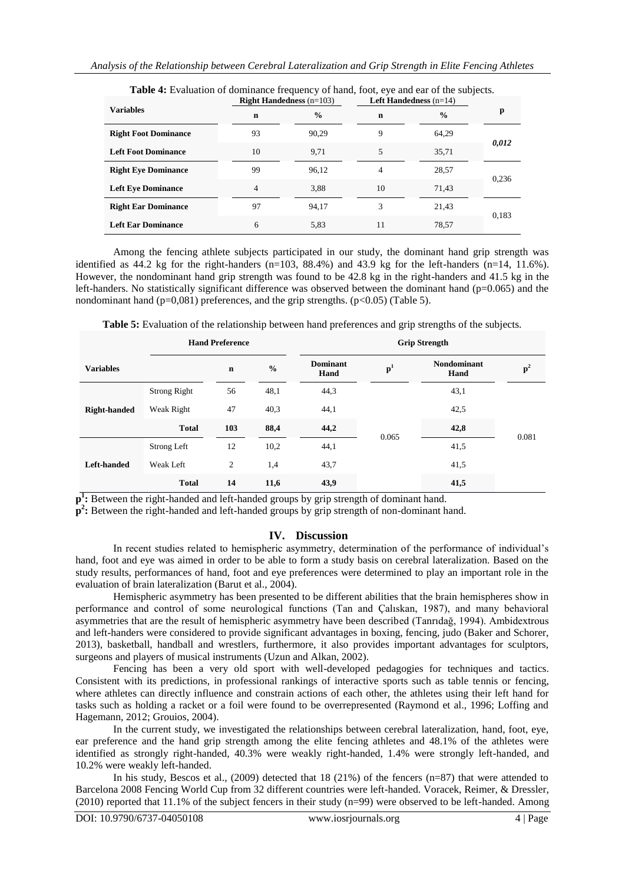**Table 4:** Evaluation of dominance frequency of hand, foot, eye and ear of the subjects.

| Variables | Right Handedness (n=103) | | Left Handedness (n=14) | | p |
|---|---|---|---|---|---|
| | n | % | n | % | |
| **Right Foot Dominance** | 93 | 90,29 | 9 | 64,29 | ***0,012*** |
| **Left Foot Dominance** | 10 | 9,71 | 5 | 35,71 | |
| **Right Eye Dominance** | 99 | 96,12 | 4 | 28,57 | 0,236 |
| **Left Eye Dominance** | 4 | 3,88 | 10 | 71,43 | |
| **Right Ear Dominance** | 97 | 94,17 | 3 | 21,43 | 0,183 |
| **Left Ear Dominance** | 6 | 5,83 | 11 | 78,57 | |

Among the fencing athlete subjects participated in our study, the dominant hand grip strength was identified as 44.2 kg for the right-handers (n=103, 88.4%) and 43.9 kg for the left-handers (n=14, 11.6%). However, the nondominant hand grip strength was found to be 42.8 kg in the right-handers and 41.5 kg in the left-handers. No statistically significant difference was observed between the dominant hand (p=0.065) and the nondominant hand (p=0,081) preferences, and the grip strengths. ($p<0.05$) (Table 5).

**Table 5:** Evaluation of the relationship between hand preferences and grip strengths of the subjects.

| Variables | Hand Preference | | | Grip Strength | | | |
|---|---|---|---|---|---|---|---|
| | | n | % | Dominant Hand | $p^1$ | Nondominant Hand | $p^2$ |
| **Right-handed** | Strong Right | 56 | 48,1 | 44,3 | 0.065 | 43,1 | 0.081 |
| | Weak Right | 47 | 40,3 | 44,1 | | 42,5 | |
| | **Total** | **103** | **88,4** | **44,2** | | **42,8** | |
| **Left-handed** | Strong Left | 12 | 10,2 | 44,1 | | 41,5 | |
| | Weak Left | 2 | 1,4 | 43,7 | | 41,5 | |
| | **Total** | **14** | **11,6** | **43,9** | | **41,5** | |

**$p^1$:** Between the right-handed and left-handed groups by grip strength of dominant hand.
**$p^2$:** Between the right-handed and left-handed groups by grip strength of non-dominant hand.

## IV. Discussion

In recent studies related to hemispheric asymmetry, determination of the performance of individual's hand, foot and eye was aimed in order to be able to form a study basis on cerebral lateralization. Based on the study results, performances of hand, foot and eye preferences were determined to play an important role in the evaluation of brain lateralization (Barut et al., 2004).

Hemispheric asymmetry has been presented to be different abilities that the brain hemispheres show in performance and control of some neurological functions (Tan and Çalıskan, 1987), and many behavioral asymmetries that are the result of hemispheric asymmetry have been described (Tanrıdağ, 1994). Ambidextrous and left-handers were considered to provide significant advantages in boxing, fencing, judo (Baker and Schorer, 2013), basketball, handball and wrestlers, furthermore, it also provides important advantages for sculptors, surgeons and players of musical instruments (Uzun and Alkan, 2002).

Fencing has been a very old sport with well-developed pedagogies for techniques and tactics. Consistent with its predictions, in professional rankings of interactive sports such as table tennis or fencing, where athletes can directly influence and constrain actions of each other, the athletes using their left hand for tasks such as holding a racket or a foil were found to be overrepresented (Raymond et al., 1996; Loffing and Hagemann, 2012; Grouios, 2004).

In the current study, we investigated the relationships between cerebral lateralization, hand, foot, eye, ear preference and the hand grip strength among the elite fencing athletes and 48.1% of the athletes were identified as strongly right-handed, 40.3% were weakly right-handed, 1.4% were strongly left-handed, and 10.2% were weakly left-handed.

In his study, Bescos et al., (2009) detected that 18 (21%) of the fencers (n=87) that were attended to Barcelona 2008 Fencing World Cup from 32 different countries were left-handed. Voracek, Reimer, & Dressler, (2010) reported that 11.1% of the subject fencers in their study (n=99) were observed to be left-handed. Among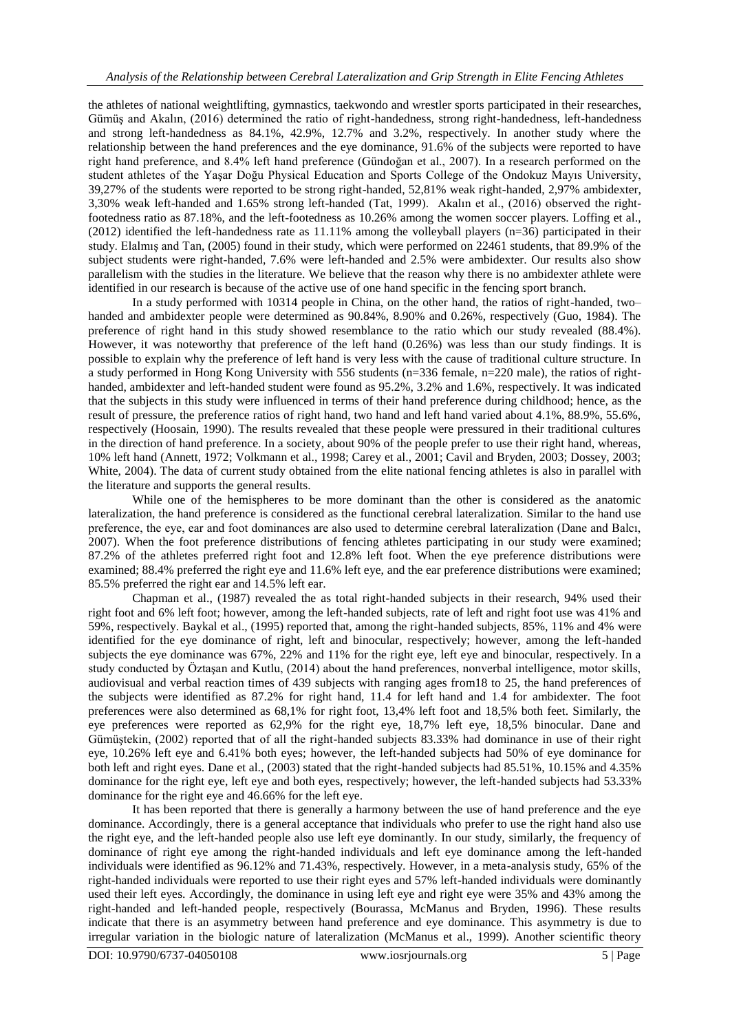the athletes of national weightlifting, gymnastics, taekwondo and wrestler sports participated in their researches, Gümüş and Akalın, (2016) determined the ratio of right-handedness, strong right-handedness, left-handedness and strong left-handedness as 84.1%, 42.9%, 12.7% and 3.2%, respectively. In another study where the relationship between the hand preferences and the eye dominance, 91.6% of the subjects were reported to have right hand preference, and 8.4% left hand preference (Gündoğan et al., 2007). In a research performed on the student athletes of the Yaşar Doğu Physical Education and Sports College of the Ondokuz Mayıs University, 39,27% of the students were reported to be strong right-handed, 52,81% weak right-handed, 2,97% ambidexter, 3,30% weak left-handed and 1.65% strong left-handed (Tat, 1999). Akalın et al., (2016) observed the right-footedness ratio as 87.18%, and the left-footedness as 10.26% among the women soccer players. Loffing et al., (2012) identified the left-handedness rate as 11.11% among the volleyball players (n=36) participated in their study. Elalmış and Tan, (2005) found in their study, which were performed on 22461 students, that 89.9% of the subject students were right-handed, 7.6% were left-handed and 2.5% were ambidexter. Our results also show parallelism with the studies in the literature. We believe that the reason why there is no ambidexter athlete were identified in our research is because of the active use of one hand specific in the fencing sport branch.

In a study performed with 10314 people in China, on the other hand, the ratios of right-handed, two–handed and ambidexter people were determined as 90.84%, 8.90% and 0.26%, respectively (Guo, 1984). The preference of right hand in this study showed resemblance to the ratio which our study revealed (88.4%). However, it was noteworthy that preference of the left hand (0.26%) was less than our study findings. It is possible to explain why the preference of left hand is very less with the cause of traditional culture structure. In a study performed in Hong Kong University with 556 students (n=336 female, n=220 male), the ratios of right-handed, ambidexter and left-handed student were found as 95.2%, 3.2% and 1.6%, respectively. It was indicated that the subjects in this study were influenced in terms of their hand preference during childhood; hence, as the result of pressure, the preference ratios of right hand, two hand and left hand varied about 4.1%, 88.9%, 55.6%, respectively (Hoosain, 1990). The results revealed that these people were pressured in their traditional cultures in the direction of hand preference. In a society, about 90% of the people prefer to use their right hand, whereas, 10% left hand (Annett, 1972; Volkmann et al., 1998; Carey et al., 2001; Cavil and Bryden, 2003; Dossey, 2003; White, 2004). The data of current study obtained from the elite national fencing athletes is also in parallel with the literature and supports the general results.

While one of the hemispheres to be more dominant than the other is considered as the anatomic lateralization, the hand preference is considered as the functional cerebral lateralization. Similar to the hand use preference, the eye, ear and foot dominances are also used to determine cerebral lateralization (Dane and Balcı, 2007). When the foot preference distributions of fencing athletes participating in our study were examined; 87.2% of the athletes preferred right foot and 12.8% left foot. When the eye preference distributions were examined; 88.4% preferred the right eye and 11.6% left eye, and the ear preference distributions were examined; 85.5% preferred the right ear and 14.5% left ear.

Chapman et al., (1987) revealed the as total right-handed subjects in their research, 94% used their right foot and 6% left foot; however, among the left-handed subjects, rate of left and right foot use was 41% and 59%, respectively. Baykal et al., (1995) reported that, among the right-handed subjects, 85%, 11% and 4% were identified for the eye dominance of right, left and binocular, respectively; however, among the left-handed subjects the eye dominance was 67%, 22% and 11% for the right eye, left eye and binocular, respectively. In a study conducted by Öztaşan and Kutlu, (2014) about the hand preferences, nonverbal intelligence, motor skills, audiovisual and verbal reaction times of 439 subjects with ranging ages from18 to 25, the hand preferences of the subjects were identified as 87.2% for right hand, 11.4 for left hand and 1.4 for ambidexter. The foot preferences were also determined as 68,1% for right foot, 13,4% left foot and 18,5% both feet. Similarly, the eye preferences were reported as 62,9% for the right eye, 18,7% left eye, 18,5% binocular. Dane and Gümüştekin, (2002) reported that of all the right-handed subjects 83.33% had dominance in use of their right eye, 10.26% left eye and 6.41% both eyes; however, the left-handed subjects had 50% of eye dominance for both left and right eyes. Dane et al., (2003) stated that the right-handed subjects had 85.51%, 10.15% and 4.35% dominance for the right eye, left eye and both eyes, respectively; however, the left-handed subjects had 53.33% dominance for the right eye and 46.66% for the left eye.

It has been reported that there is generally a harmony between the use of hand preference and the eye dominance. Accordingly, there is a general acceptance that individuals who prefer to use the right hand also use the right eye, and the left-handed people also use left eye dominantly. In our study, similarly, the frequency of dominance of right eye among the right-handed individuals and left eye dominance among the left-handed individuals were identified as 96.12% and 71.43%, respectively. However, in a meta-analysis study, 65% of the right-handed individuals were reported to use their right eyes and 57% left-handed individuals were dominantly used their left eyes. Accordingly, the dominance in using left eye and right eye were 35% and 43% among the right-handed and left-handed people, respectively (Bourassa, McManus and Bryden, 1996). These results indicate that there is an asymmetry between hand preference and eye dominance. This asymmetry is due to irregular variation in the biologic nature of lateralization (McManus et al., 1999). Another scientific theory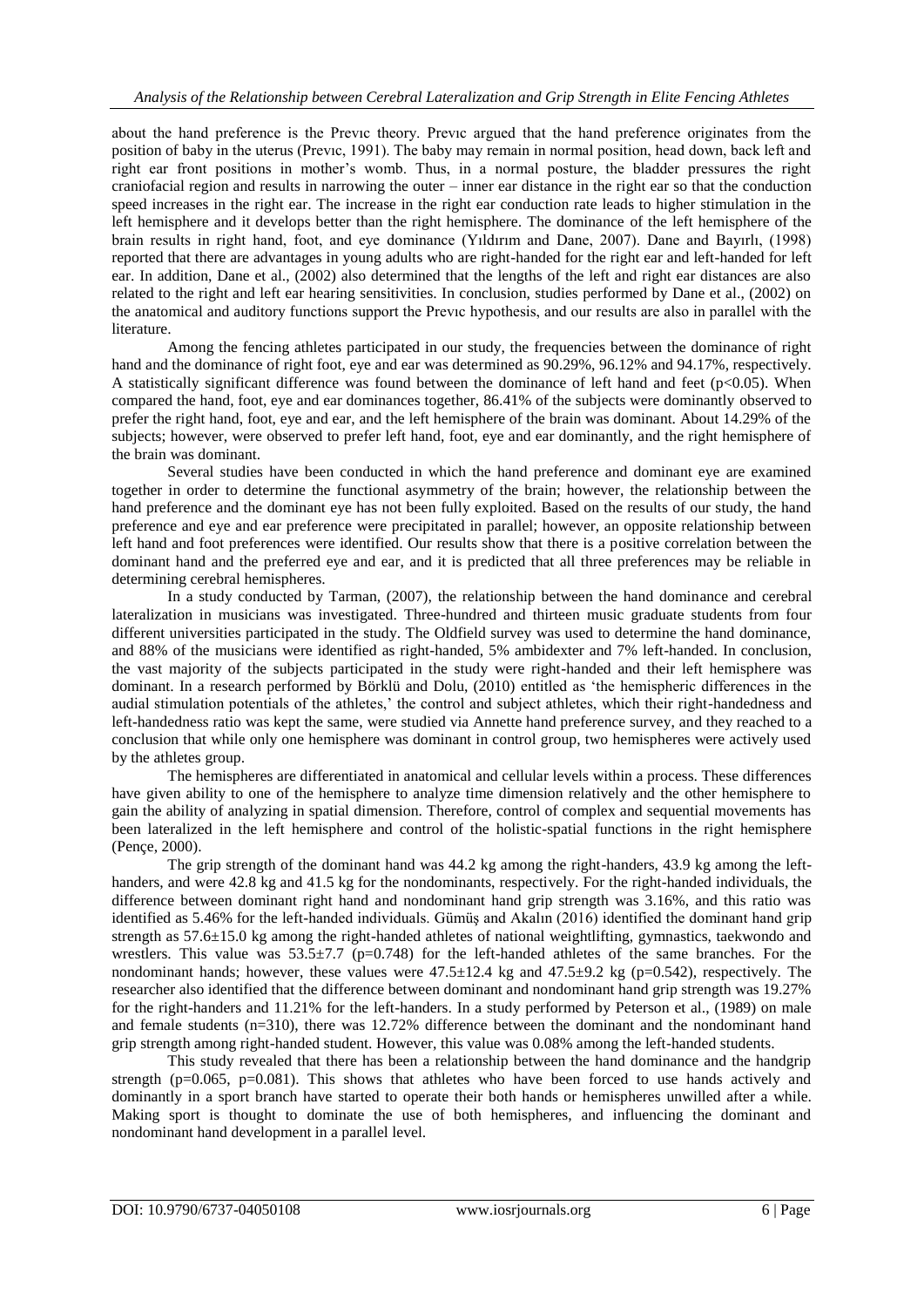about the hand preference is the Prevıc theory. Prevıc argued that the hand preference originates from the position of baby in the uterus (Prevıc, 1991). The baby may remain in normal position, head down, back left and right ear front positions in mother's womb. Thus, in a normal posture, the bladder pressures the right craniofacial region and results in narrowing the outer – inner ear distance in the right ear so that the conduction speed increases in the right ear. The increase in the right ear conduction rate leads to higher stimulation in the left hemisphere and it develops better than the right hemisphere. The dominance of the left hemisphere of the brain results in right hand, foot, and eye dominance (Yıldırım and Dane, 2007). Dane and Bayırlı, (1998) reported that there are advantages in young adults who are right-handed for the right ear and left-handed for left ear. In addition, Dane et al., (2002) also determined that the lengths of the left and right ear distances are also related to the right and left ear hearing sensitivities. In conclusion, studies performed by Dane et al., (2002) on the anatomical and auditory functions support the Prevıc hypothesis, and our results are also in parallel with the literature.

Among the fencing athletes participated in our study, the frequencies between the dominance of right hand and the dominance of right foot, eye and ear was determined as 90.29%, 96.12% and 94.17%, respectively. A statistically significant difference was found between the dominance of left hand and feet ($p<0.05$). When compared the hand, foot, eye and ear dominances together, 86.41% of the subjects were dominantly observed to prefer the right hand, foot, eye and ear, and the left hemisphere of the brain was dominant. About 14.29% of the subjects; however, were observed to prefer left hand, foot, eye and ear dominantly, and the right hemisphere of the brain was dominant.

Several studies have been conducted in which the hand preference and dominant eye are examined together in order to determine the functional asymmetry of the brain; however, the relationship between the hand preference and the dominant eye has not been fully exploited. Based on the results of our study, the hand preference and eye and ear preference were precipitated in parallel; however, an opposite relationship between left hand and foot preferences were identified. Our results show that there is a positive correlation between the dominant hand and the preferred eye and ear, and it is predicted that all three preferences may be reliable in determining cerebral hemispheres.

In a study conducted by Tarman, (2007), the relationship between the hand dominance and cerebral lateralization in musicians was investigated. Three-hundred and thirteen music graduate students from four different universities participated in the study. The Oldfield survey was used to determine the hand dominance, and 88% of the musicians were identified as right-handed, 5% ambidexter and 7% left-handed. In conclusion, the vast majority of the subjects participated in the study were right-handed and their left hemisphere was dominant. In a research performed by Börklü and Dolu, (2010) entitled as 'the hemispheric differences in the audial stimulation potentials of the athletes,' the control and subject athletes, which their right-handedness and left-handedness ratio was kept the same, were studied via Annette hand preference survey, and they reached to a conclusion that while only one hemisphere was dominant in control group, two hemispheres were actively used by the athletes group.

The hemispheres are differentiated in anatomical and cellular levels within a process. These differences have given ability to one of the hemisphere to analyze time dimension relatively and the other hemisphere to gain the ability of analyzing in spatial dimension. Therefore, control of complex and sequential movements has been lateralized in the left hemisphere and control of the holistic-spatial functions in the right hemisphere (Pençe, 2000).

The grip strength of the dominant hand was 44.2 kg among the right-handers, 43.9 kg among the left-handers, and were 42.8 kg and 41.5 kg for the nondominants, respectively. For the right-handed individuals, the difference between dominant right hand and nondominant hand grip strength was 3.16%, and this ratio was identified as 5.46% for the left-handed individuals. Gümüş and Akalın (2016) identified the dominant hand grip strength as 57.6±15.0 kg among the right-handed athletes of national weightlifting, gymnastics, taekwondo and wrestlers. This value was 53.5±7.7 ($p=0.748$) for the left-handed athletes of the same branches. For the nondominant hands; however, these values were 47.5±12.4 kg and 47.5±9.2 kg ($p=0.542$), respectively. The researcher also identified that the difference between dominant and nondominant hand grip strength was 19.27% for the right-handers and 11.21% for the left-handers. In a study performed by Peterson et al., (1989) on male and female students (n=310), there was 12.72% difference between the dominant and the nondominant hand grip strength among right-handed student. However, this value was 0.08% among the left-handed students.

This study revealed that there has been a relationship between the hand dominance and the handgrip strength ($p=0.065$, $p=0.081$). This shows that athletes who have been forced to use hands actively and dominantly in a sport branch have started to operate their both hands or hemispheres unwilled after a while. Making sport is thought to dominate the use of both hemispheres, and influencing the dominant and nondominant hand development in a parallel level.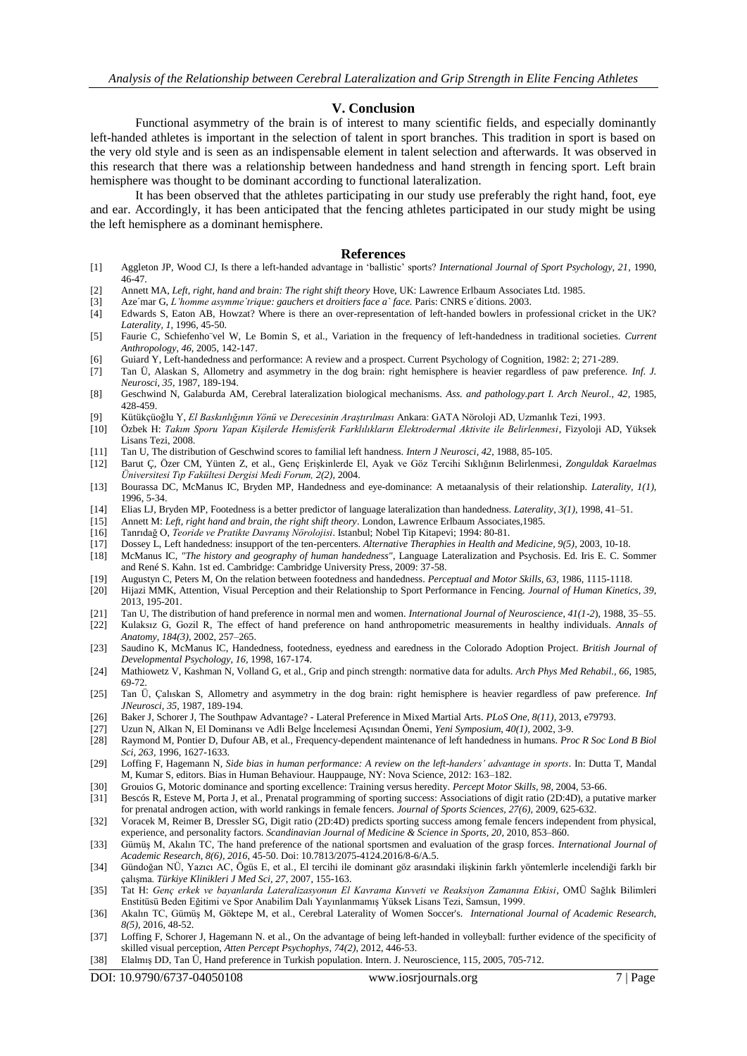## V. Conclusion

Functional asymmetry of the brain is of interest to many scientific fields, and especially dominantly left-handed athletes is important in the selection of talent in sport branches. This tradition in sport is based on the very old style and is seen as an indispensable element in talent selection and afterwards. It was observed in this research that there was a relationship between handedness and hand strength in fencing sport. Left brain hemisphere was thought to be dominant according to functional lateralization.

It has been observed that the athletes participating in our study use preferably the right hand, foot, eye and ear. Accordingly, it has been anticipated that the fencing athletes participated in our study might be using the left hemisphere as a dominant hemisphere.

## References

[1] Aggleton JP, Wood CJ, Is there a left-handed advantage in 'ballistic' sports? *International Journal of Sport Psychology, 21,* 1990, 46-47.
[2] Annett MA, *Left, right, hand and brain: The right shift theory* Hove, UK: Lawrence Erlbaum Associates Ltd. 1985.
[3] Aze´mar G, *L'homme asymme´trique: gauchers et droitiers face a` face.* Paris: CNRS e´ditions. 2003.
[4] Edwards S, Eaton AB, Howzat? Where is there an over-representation of left-handed bowlers in professional cricket in the UK? *Laterality, 1,* 1996, 45-50.
[5] Faurie C, Schiefenho¨vel W, Le Bomin S, et al., Variation in the frequency of left-handedness in traditional societies. *Current Anthropology, 46,* 2005, 142-147.
[6] Guiard Y, Left-handedness and performance: A review and a prospect. Current Psychology of Cognition, 1982: 2; 271-289.
[7] Tan Ü, Alaskan S, Allometry and asymmetry in the dog brain: right hemisphere is heavier regardless of paw preference. *Inf. J. Neurosci, 35,* 1987, 189-194.
[8] Geschwind N, Galaburda AM, Cerebral lateralization biological mechanisms. *Ass. and pathology.part I. Arch Neurol., 42,* 1985, 428-459.
[9] Kütükçüoğlu Y, *El Baskınlığının Yönü ve Derecesinin Araştırılması* Ankara: GATA Nöroloji AD, Uzmanlık Tezi, 1993.
[10] Özbek H: *Takım Sporu Yapan Kişilerde Hemisferik Farklılıkların Elektrodermal Aktivite ile Belirlenmesi*, Fizyoloji AD, Yüksek Lisans Tezi, 2008.
[11] Tan U, The distribution of Geschwind scores to familial left handness. *Intern J Neurosci, 42,* 1988, 85-105.
[12] Barut Ç, Özer CM, Yünten Z, et al., Genç Erişkinlerde El, Ayak ve Göz Tercihi Sıklığının Belirlenmesi, *Zonguldak Karaelmas Üniversitesi Tıp Fakültesi Dergisi Medi Forum, 2(2),* 2004.
[13] Bourassa DC, McManus IC, Bryden MP, Handedness and eye-dominance: A metaanalysis of their relationship. *Laterality, 1(1),* 1996, 5-34.
[14] Elias LJ, Bryden MP, Footedness is a better predictor of language lateralization than handedness. *Laterality, 3(1),* 1998, 41–51.
[15] Annett M: *Left, right hand and brain, the right shift theory*. London, Lawrence Erlbaum Associates,1985.
[16] Tanrıdağ O, *Teoride ve Pratikte Davranış Nörolojisi*. Istanbul; Nobel Tip Kitapevi; 1994: 80-81.
[17] Dossey L, Left handedness: insupport of the ten-percenters. *Alternative Theraphies in Health and Medicine, 9(5),* 2003, 10-18.
[18] McManus IC, *"The history and geography of human handedness"*, Language Lateralization and Psychosis. Ed. Iris E. C. Sommer and René S. Kahn. 1st ed. Cambridge: Cambridge University Press, 2009: 37-58.
[19] Augustyn C, Peters M, On the relation between footedness and handedness. *Perceptual and Motor Skills, 63,* 1986, 1115-1118.
[20] Hijazi MMK, Attention, Visual Perception and their Relationship to Sport Performance in Fencing. *Journal of Human Kinetics, 39,* 2013, 195-201.
[21] Tan U, The distribution of hand preference in normal men and women. *International Journal of Neuroscience, 41(1-2*), 1988, 35–55.
[22] Kulaksız G, Gozil R, The effect of hand preference on hand anthropometric measurements in healthy individuals. *Annals of Anatomy, 184(3),* 2002, 257–265.
[23] Saudino K, McManus IC, Handedness, footedness, eyedness and earedness in the Colorado Adoption Project. *British Journal of Developmental Psychology, 16,* 1998, 167-174.
[24] Mathiowetz V, Kashman N, Volland G, et al., Grip and pinch strength: normative data for adults. *Arch Phys Med Rehabil., 66,* 1985, 69-72.
[25] Tan Ü, Çalıskan S, Allometry and asymmetry in the dog brain: right hemisphere is heavier regardless of paw preference. *Inf JNeurosci, 35,* 1987, 189-194.
[26] Baker J, Schorer J, The Southpaw Advantage? - Lateral Preference in Mixed Martial Arts. *PLoS One, 8(11),* 2013, e79793.
[27] Uzun N, Alkan N, El Dominansı ve Adli Belge İncelemesi Açısından Önemi, *Yeni Symposium, 40(1),* 2002, 3-9.
[28] Raymond M, Pontier D, Dufour AB, et al., Frequency-dependent maintenance of left handedness in humans. *Proc R Soc Lond B Biol Sci, 263,* 1996, 1627-1633.
[29] Loffing F, Hagemann N, *Side bias in human performauce: A review on the left-handers' advantage in sports*. In: Dutta T, Mandal M, Kumar S, editors. Bias in Human Behaviour. Hauppauge, NY: Nova Science, 2012: 163–182.
[30] Grouios G, Motoric dominance and sporting excellence: Training versus heredity. *Percept Motor Skills, 98,* 2004, 53-66.
[31] Bescós R, Esteve M, Porta J, et al., Prenatal programming of sporting success: Associations of digit ratio (2D:4D), a putative marker for prenatal androgen action, with world rankings in female fencers. *Journal of Sports Sciences, 27(6),* 2009, 625-632.
[32] Voracek M, Reimer B, Dressler SG, Digit ratio (2D:4D) predicts sporting success among female fencers independent from physical, experience, and personality factors. *Scandinavian Journal of Medicine & Science in Sports, 20,* 2010, 853–860.
[33] Gümüş M, Akalın TC, The hand preference of the national sportsmen and evaluation of the grasp forces. *International Journal of Academic Research, 8(6), 2016,* 45-50. Doi: 10.7813/2075-4124.2016/8-6/A.5.
[34] Gündoğan NÜ, Yazıcı AC, Ögüs E, et al., El tercihi ile dominant göz arasındaki ilişkinin farklı yöntemlerle incelendiği farklı bir çalışma. *Türkiye Klinikleri J Med Sci, 27,* 2007, 155-163.
[35] Tat H: *Genç erkek ve bayanlarda Lateralizasyonun El Kavrama Kuvveti ve Reaksiyon Zamanına Etkisi*, OMÜ Sağlık Bilimleri Enstitüsü Beden Eğitimi ve Spor Anabilim Dalı Yayınlanmamış Yüksek Lisans Tezi, Samsun, 1999.
[36] Akalın TC, Gümüş M, Göktepe M, et al., Cerebral Laterality of Women Soccer's. *International Journal of Academic Research, 8(5),* 2016, 48-52.
[37] Loffing F, Schorer J, Hagemann N. et al., On the advantage of being left-handed in volleyball: further evidence of the specificity of skilled visual perception, *Atten Percept Psychophys, 74(2),* 2012, 446-53.
[38] Elalmış DD, Tan Ü, Hand preference in Turkish population. Intern. J. Neuroscience, 115, 2005, 705-712.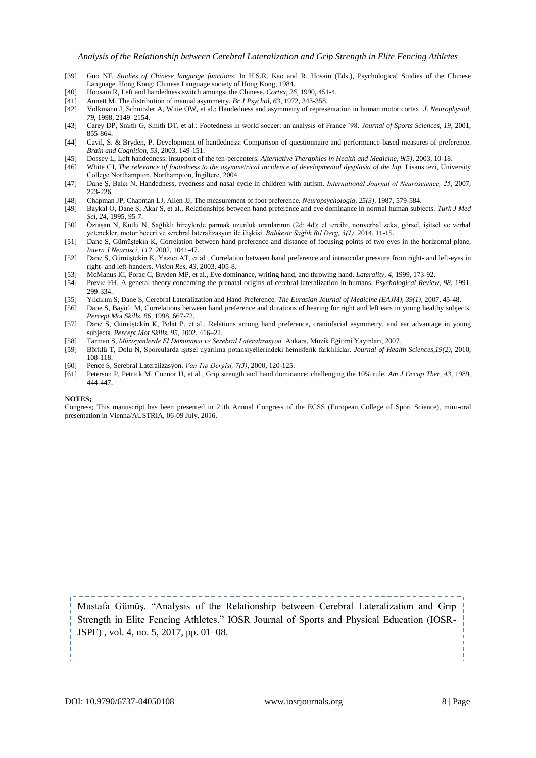[39] Guo NF, *Studies of Chinese language functions*. In H.S.R. Kao and R. Hosain (Eds.), Psychological Studies of the Chinese Language. Hong Kong: Chinese Language society of Hong Kong, 1984.

[40] Hoosain R, Left and handedness switch amongst the Chinese. *Cortex, 26*, 1990, 451-4.

[41] Annett M, The distribution of manual asymmetry. *Br J Psychol, 63*, 1972, 343-358.

[42] Volkmann J, Schnitzler A, Witte OW, et al.: Handedness and asymmetry of representation in human motor cortex. *J. Neurophysiol, 79*, 1998, 2149–2154.

[43] Carey DP, Smith G, Smith DT, et al.: Footedness in world soccer: an analysis of France '98. *Journal of Sports Sciences, 19*, 2001, 855-864.

[44] Cavil, S. & Bryden, P. Development of handedness: Comparison of questionnaire and performance-based measures of preference. *Brain and Cognition, 53*, 2003, 149-151.

[45] Dossey L, Left handedness: insupport of the ten-percenters. *Alternative Theraphies in Health and Medicine, 9(5)*, 2003, 10-18.

[46] White CJ, *The relevance of footedness to the asymmetrical incidence of developmental dysplasia of the hip.* Lisans tezi, University College Northampton, Northampton, İngiltere, 2004.

[47] Dane Ş, Balcı N, Handedness, eyedness and nasal cycle in children with autism. *Internatıonal Journal of Neuroscıence, 25*, 2007, 223-226.

[48] Chapman JP, Chapman LJ, Allen JJ, The measurement of foot preference. *Neuropsychologia, 25(3)*, 1987, 579-584.

[49] Baykal O, Dane Ş, Akar S, et al., Relationships between hand preference and eye dominance in normal human subjects. *Turk J Med Sci, 24*, 1995, 95-7.

[50] Öztaşan N, Kutlu N, Sağlıklı bireylerde parmak uzunluk oranlarının (2d: 4d); el tercihi, nonverbal zeka, görsel, işitsel ve verbal yetenekler, motor beceri ve serebral lateralizasyon ile ilişkisi. *Balıkesir Sağlık Bil Derg, 3(1)*, 2014, 11-15.

[51] Dane S, Gümüştekin K, Correlation between hand preference and distance of focusing points of two eyes in the horizontal plane. *Intern J Neurosci, 112*, 2002, 1041-47.

[52] Dane S, Gümüştekin K, Yazıcı AT, et al., Correlation between hand preference and intraocular pressure from right- and left-eyes in right- and left-handers. *Vision Res, 43*, 2003, 405-8.

[53] McManus IC, Porac C, Bryden MP, et al., Eye dominance, writing hand, and throwing hand. *Laterality, 4*, 1999, 173-92.

[54] Prevıc FH, A general theory concerning the prenatal origins of cerebral lateralization in humans. *Psychological Review, 98*, 1991, 299-334.

[55] Yıldırım S, Dane Ş, Cerebral Lateralization and Hand Preference. *The Eurasian Journal of Medicine (EAJM), 39(1)*, 2007, 45-48.

[56] Dane S, Bayirli M, Correlations between hand preference and durations of hearing for right and left ears in young healthy subjects. *Percept Mot Skills, 86*, 1998, 667-72.

[57] Dane S, Gümüştekin K, Polat P, et al., Relations among hand preference, craniofacial asymmetry, and ear advantage in young subjects. *Percept Mot Skills, 95*, 2002, 416–22.

[58] Tarman S, *Müzisyenlerde El Dominansı ve Serebral Lateralizasyon.* Ankara, Müzik Eğitimi Yayınları, 2007.

[59] Börklü T, Dolu N, Sporcularda işitsel uyarılma potansiyellerindeki hemisferik farklılıklar. *Journal of Health Sciences,19(2)*, 2010, 108-118.

[60] Pençe S, Serebral Lateralizasyon. *Van Tıp Dergisi, 7(3)*, 2000, 120-125.

[61] Peterson P, Petrick M, Connor H, et al., Grip strength and hand dominance: challenging the 10% rule. *Am J Occup Ther, 43*, 1989, 444-447.

**NOTES;**

Congress; This manuscript has been presented in 21th Annual Congress of the ECSS (European College of Sport Science), mini-oral presentation in Vienna/AUSTRIA, 06-09 July, 2016.

Mustafa Gümüş. "Analysis of the Relationship between Cerebral Lateralization and Grip Strength in Elite Fencing Athletes." IOSR Journal of Sports and Physical Education (IOSR-JSPE) , vol. 4, no. 5, 2017, pp. 01–08.